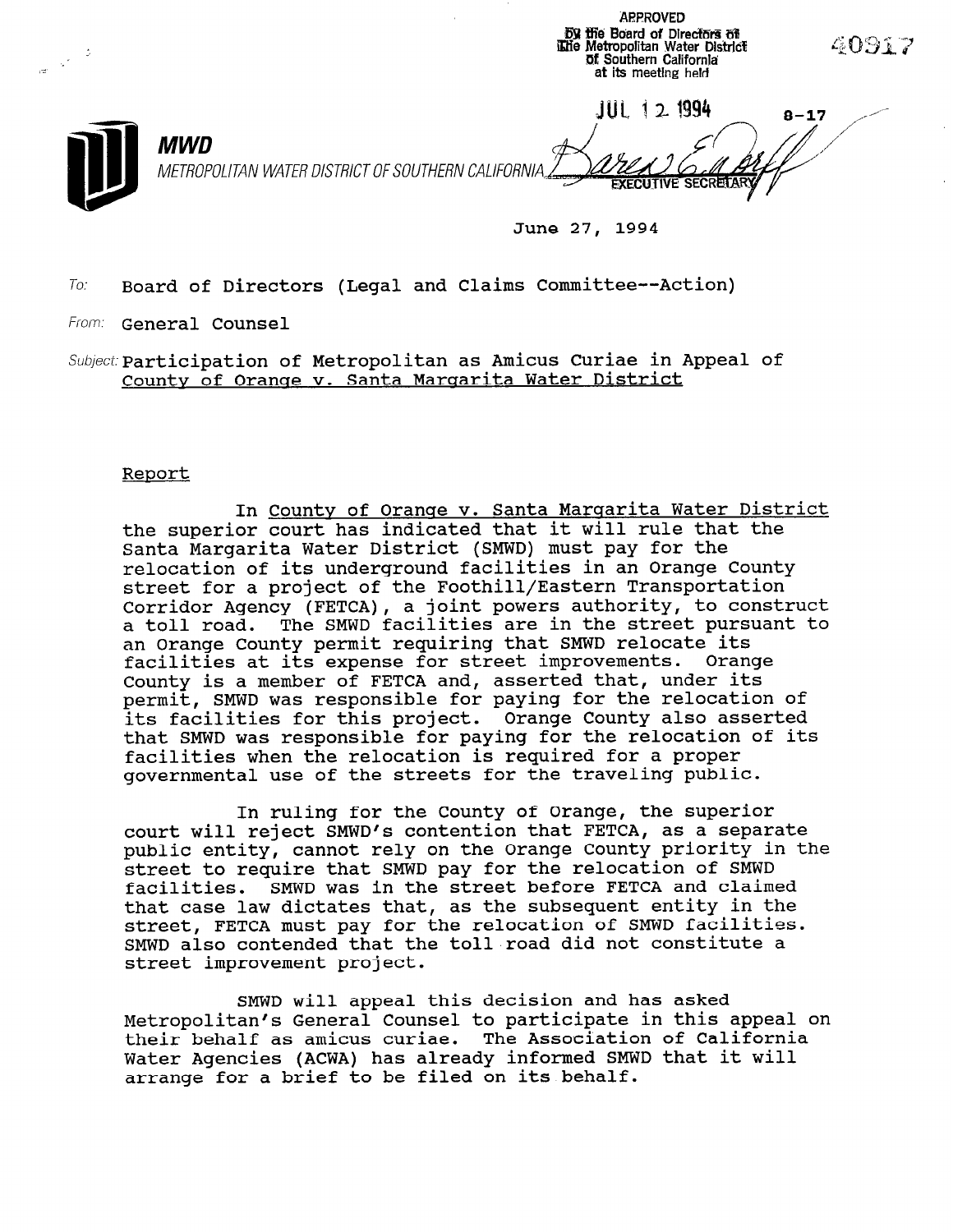APPROVED
by the Board of Directors of
the Metropolitan Water District
of Southern California
at its meeting held

JUL 12 1994 8-17

EXECUTIVE SECRETARY

40917

**MWD**
METROPOLITAN WATER DISTRICT OF SOUTHERN CALIFORNIA

June 27, 1994

To: Board of Directors (Legal and Claims Committee--Action)

From: General Counsel

Subject: Participation of Metropolitan as Amicus Curiae in Appeal of County of Orange v. Santa Margarita Water District

## Report

In County of Orange v. Santa Margarita Water District the superior court has indicated that it will rule that the Santa Margarita Water District (SMWD) must pay for the relocation of its underground facilities in an Orange County street for a project of the Foothill/Eastern Transportation Corridor Agency (FETCA), a joint powers authority, to construct a toll road. The SMWD facilities are in the street pursuant to an Orange County permit requiring that SMWD relocate its facilities at its expense for street improvements. Orange County is a member of FETCA and, asserted that, under its permit, SMWD was responsible for paying for the relocation of its facilities for this project. Orange County also asserted that SMWD was responsible for paying for the relocation of its facilities when the relocation is required for a proper governmental use of the streets for the traveling public.

In ruling for the County of Orange, the superior court will reject SMWD's contention that FETCA, as a separate public entity, cannot rely on the Orange County priority in the street to require that SMWD pay for the relocation of SMWD facilities. SMWD was in the street before FETCA and claimed that case law dictates that, as the subsequent entity in the street, FETCA must pay for the relocation of SMWD facilities. SMWD also contended that the toll road did not constitute a street improvement project.

SMWD will appeal this decision and has asked Metropolitan's General Counsel to participate in this appeal on their behalf as amicus curiae. The Association of California Water Agencies (ACWA) has already informed SMWD that it will arrange for a brief to be filed on its behalf.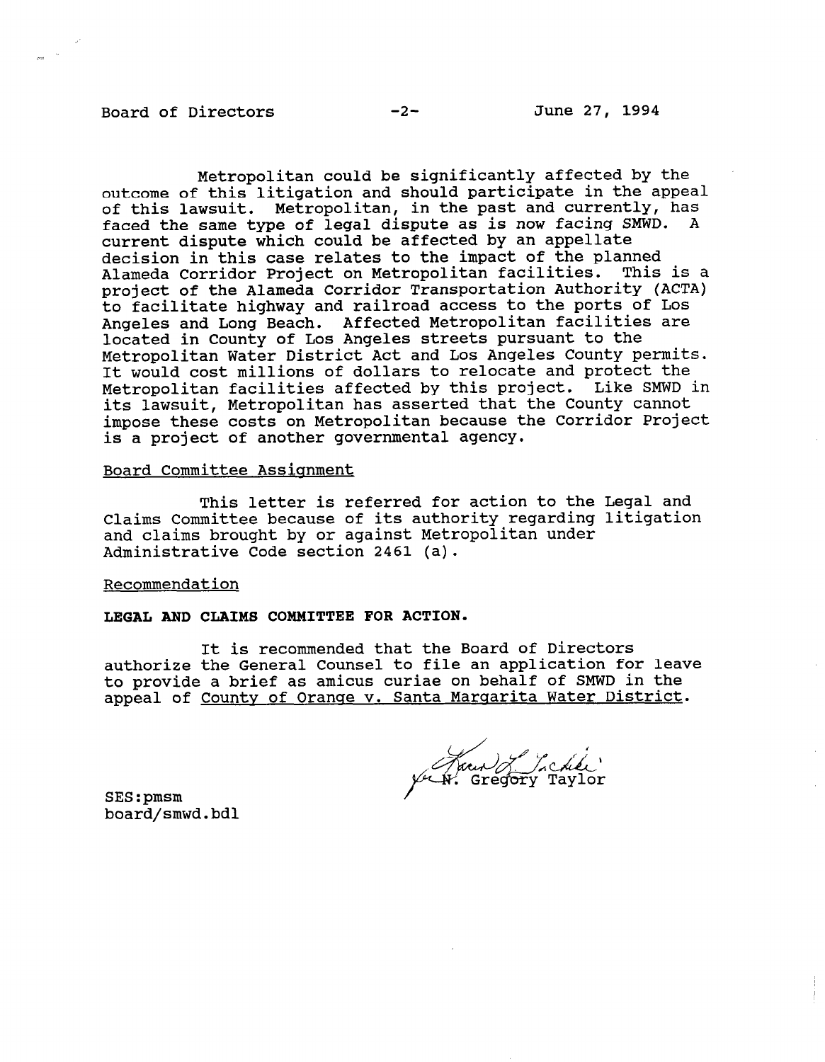Metropolitan could be significantly affected by the outcome of this litigation and should participate in the appeal of this lawsuit. Metropolitan, in the past and currently, has faced the same type of legal dispute as is now facing SMWD. A current dispute which could be affected by an appellate decision in this case relates to the impact of the planned Alameda Corridor Project on Metropolitan facilities. This is a project of the Alameda Corridor Transportation Authority (ACTA) to facilitate highway and railroad access to the ports of Los Angeles and Long Beach. Affected Metropolitan facilities are located in County of Los Angeles streets pursuant to the Metropolitan Water District Act and Los Angeles County permits. It would cost millions of dollars to relocate and protect the Metropolitan facilities affected by this project. Like SMWD in its lawsuit, Metropolitan has asserted that the County cannot impose these costs on Metropolitan because the Corridor Project is a project of another governmental agency.

Board Committee Assignment

This letter is referred for action to the Legal and Claims Committee because of its authority regarding litigation and claims brought by or against Metropolitan under Administrative Code section 2461 (a).

Recommendation

**LEGAL AND CLAIMS COMMITTEE FOR ACTION.**

It is recommended that the Board of Directors authorize the General Counsel to file an application for leave to provide a brief as amicus curiae on behalf of SMWD in the appeal of County of Orange v. Santa Margarita Water District.

for N. Gregory Taylor

SES:pmsm
board/smwd.bdl